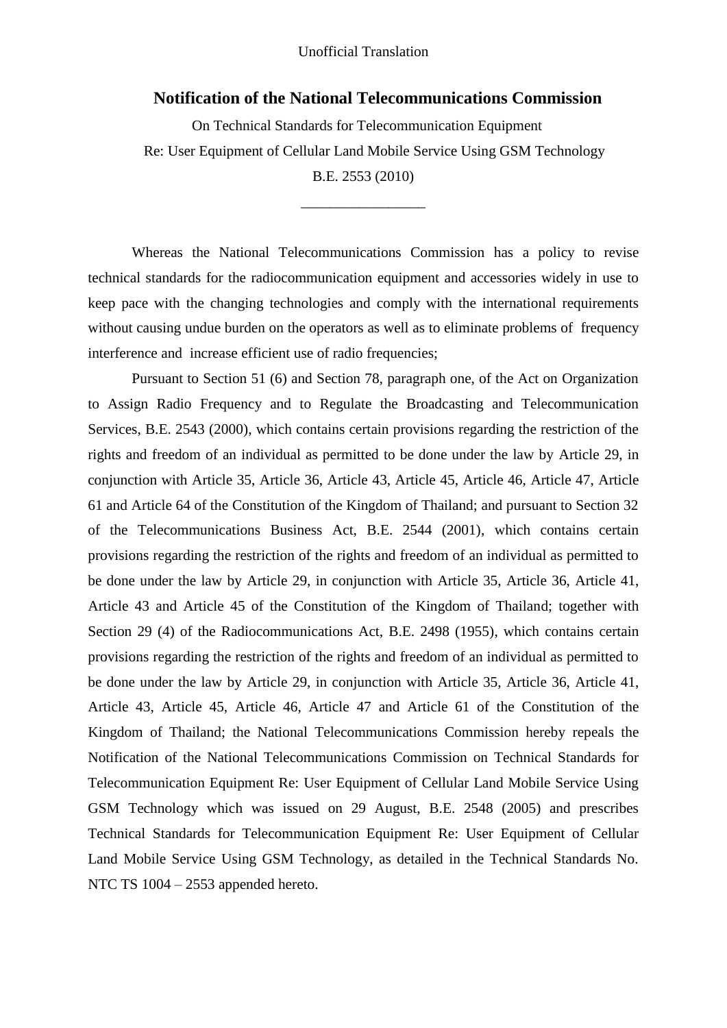Unofficial Translation

# Notification of the National Telecommunications Commission

On Technical Standards for Telecommunication Equipment

Re: User Equipment of Cellular Land Mobile Service Using GSM Technology

B.E. 2553 (2010)

---

Whereas the National Telecommunications Commission has a policy to revise technical standards for the radiocommunication equipment and accessories widely in use to keep pace with the changing technologies and comply with the international requirements without causing undue burden on the operators as well as to eliminate problems of frequency interference and increase efficient use of radio frequencies;

Pursuant to Section 51 (6) and Section 78, paragraph one, of the Act on Organization to Assign Radio Frequency and to Regulate the Broadcasting and Telecommunication Services, B.E. 2543 (2000), which contains certain provisions regarding the restriction of the rights and freedom of an individual as permitted to be done under the law by Article 29, in conjunction with Article 35, Article 36, Article 43, Article 45, Article 46, Article 47, Article 61 and Article 64 of the Constitution of the Kingdom of Thailand; and pursuant to Section 32 of the Telecommunications Business Act, B.E. 2544 (2001), which contains certain provisions regarding the restriction of the rights and freedom of an individual as permitted to be done under the law by Article 29, in conjunction with Article 35, Article 36, Article 41, Article 43 and Article 45 of the Constitution of the Kingdom of Thailand; together with Section 29 (4) of the Radiocommunications Act, B.E. 2498 (1955), which contains certain provisions regarding the restriction of the rights and freedom of an individual as permitted to be done under the law by Article 29, in conjunction with Article 35, Article 36, Article 41, Article 43, Article 45, Article 46, Article 47 and Article 61 of the Constitution of the Kingdom of Thailand; the National Telecommunications Commission hereby repeals the Notification of the National Telecommunications Commission on Technical Standards for Telecommunication Equipment Re: User Equipment of Cellular Land Mobile Service Using GSM Technology which was issued on 29 August, B.E. 2548 (2005) and prescribes Technical Standards for Telecommunication Equipment Re: User Equipment of Cellular Land Mobile Service Using GSM Technology, as detailed in the Technical Standards No. NTC TS 1004 – 2553 appended hereto.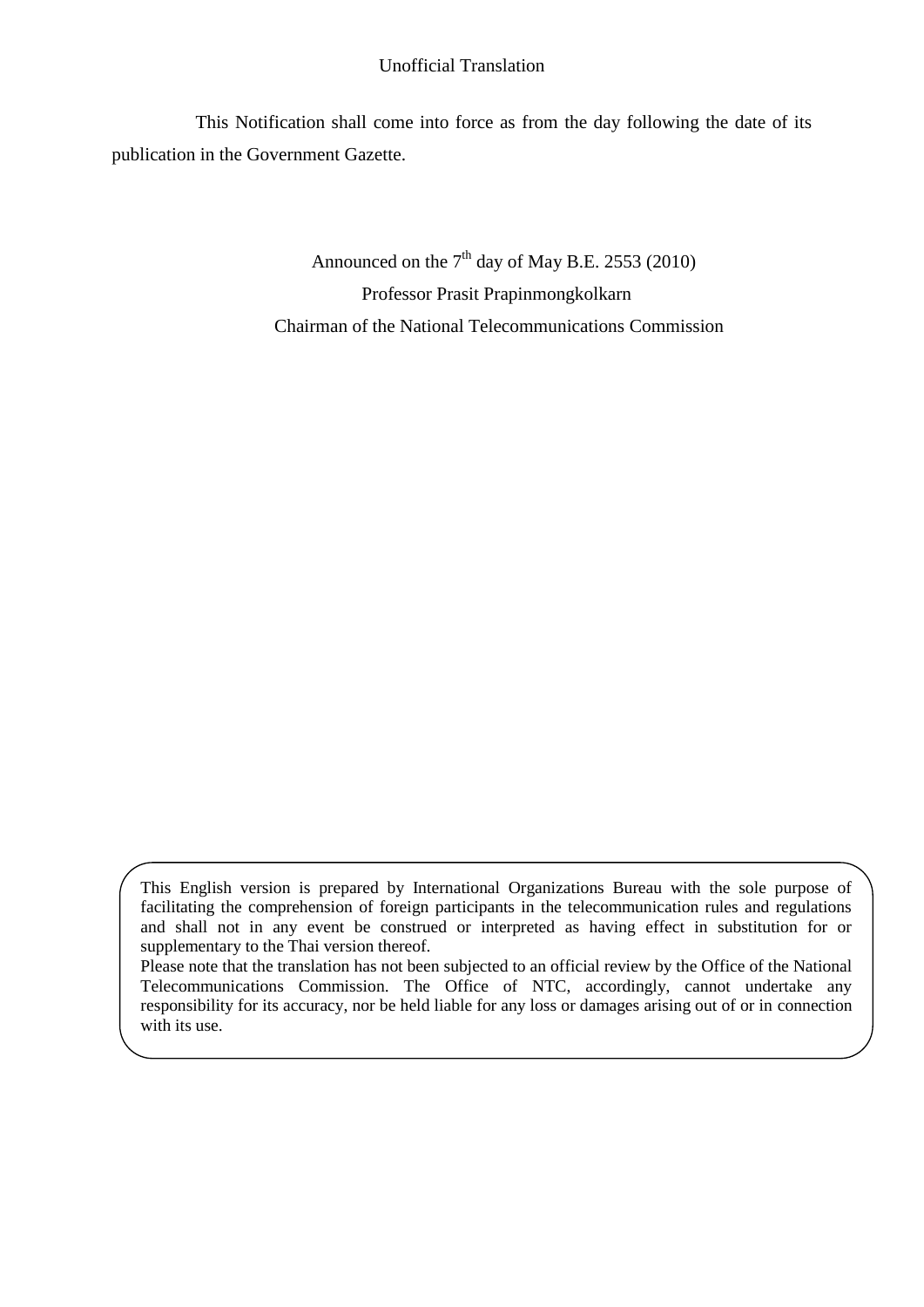Unofficial Translation

This Notification shall come into force as from the day following the date of its publication in the Government Gazette.

Announced on the 7th day of May B.E. 2553 (2010)

Professor Prasit Prapinmongkolkarn

Chairman of the National Telecommunications Commission

This English version is prepared by International Organizations Bureau with the sole purpose of facilitating the comprehension of foreign participants in the telecommunication rules and regulations and shall not in any event be construed or interpreted as having effect in substitution for or supplementary to the Thai version thereof.

Please note that the translation has not been subjected to an official review by the Office of the National Telecommunications Commission. The Office of NTC, accordingly, cannot undertake any responsibility for its accuracy, nor be held liable for any loss or damages arising out of or in connection with its use.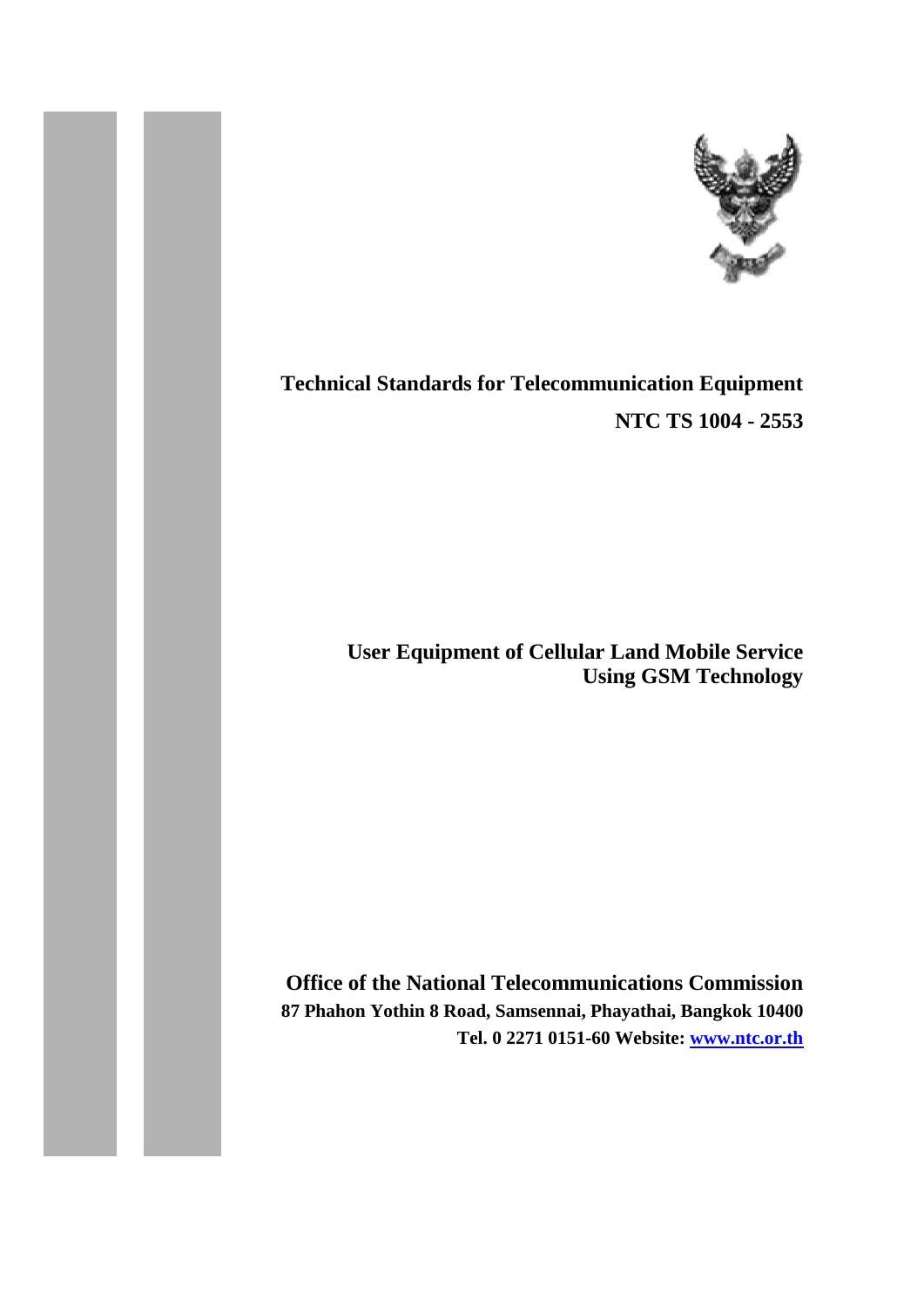# Technical Standards for Telecommunication Equipment

**NTC TS 1004 - 2553**

## User Equipment of Cellular Land Mobile Service Using GSM Technology

**Office of the National Telecommunications Commission**

**87 Phahon Yothin 8 Road, Samsennai, Phayathai, Bangkok 10400**

**Tel. 0 2271 0151-60 Website: [www.ntc.or.th](http://www.ntc.or.th)**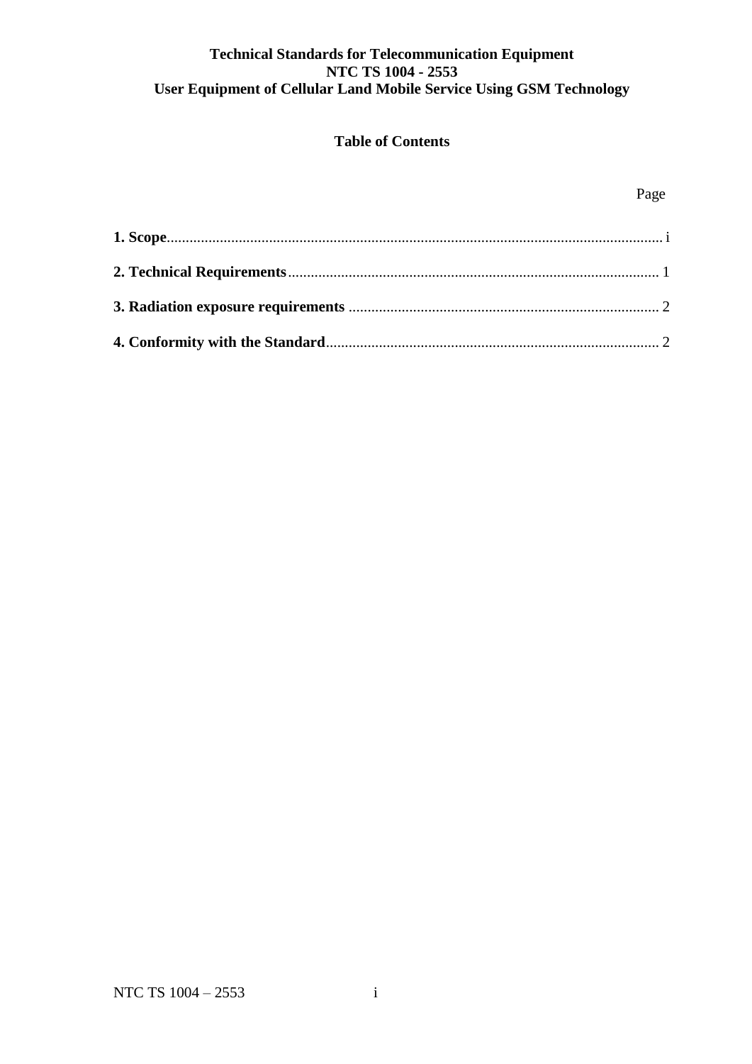**Technical Standards for Telecommunication Equipment**
**NTC TS 1004 - 2553**
**User Equipment of Cellular Land Mobile Service Using GSM Technology**

## Table of Contents

| | Page |
|---|---|
| **1. Scope** | i |
| **2. Technical Requirements** | 1 |
| **3. Radiation exposure requirements** | 2 |
| **4. Conformity with the Standard** | 2 |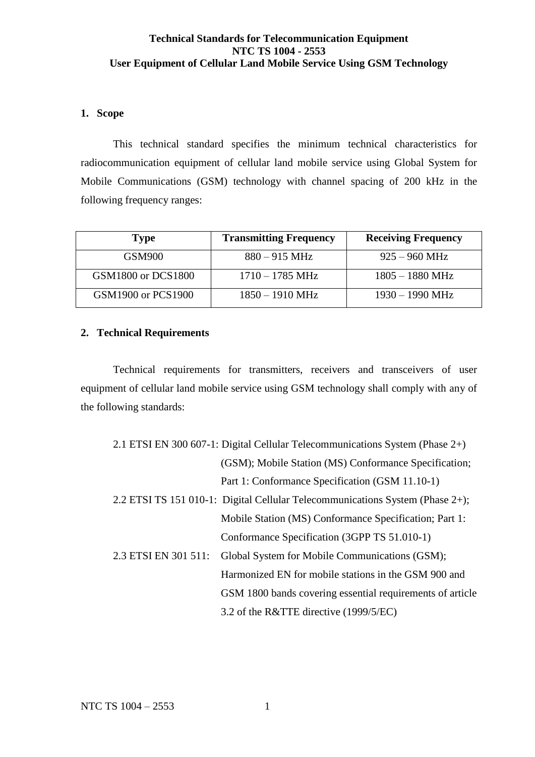**Technical Standards for Telecommunication Equipment**
**NTC TS 1004 - 2553**
**User Equipment of Cellular Land Mobile Service Using GSM Technology**

## 1. Scope

This technical standard specifies the minimum technical characteristics for radiocommunication equipment of cellular land mobile service using Global System for Mobile Communications (GSM) technology with channel spacing of 200 kHz in the following frequency ranges:

| Type | Transmitting Frequency | Receiving Frequency |
|---|---|---|
| GSM900 | 880 – 915 MHz | 925 – 960 MHz |
| GSM1800 or DCS1800 | 1710 – 1785 MHz | 1805 – 1880 MHz |
| GSM1900 or PCS1900 | 1850 – 1910 MHz | 1930 – 1990 MHz |

## 2. Technical Requirements

Technical requirements for transmitters, receivers and transceivers of user equipment of cellular land mobile service using GSM technology shall comply with any of the following standards:

2.1 ETSI EN 300 607-1: Digital Cellular Telecommunications System (Phase 2+) (GSM); Mobile Station (MS) Conformance Specification; Part 1: Conformance Specification (GSM 11.10-1)

2.2 ETSI TS 151 010-1: Digital Cellular Telecommunications System (Phase 2+); Mobile Station (MS) Conformance Specification; Part 1: Conformance Specification (3GPP TS 51.010-1)

2.3 ETSI EN 301 511: Global System for Mobile Communications (GSM); Harmonized EN for mobile stations in the GSM 900 and GSM 1800 bands covering essential requirements of article 3.2 of the R&TTE directive (1999/5/EC)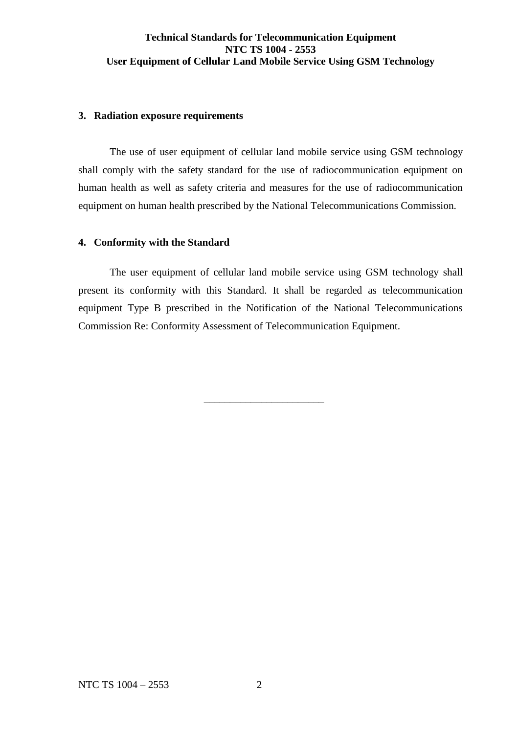## 3. Radiation exposure requirements

The use of user equipment of cellular land mobile service using GSM technology shall comply with the safety standard for the use of radiocommunication equipment on human health as well as safety criteria and measures for the use of radiocommunication equipment on human health prescribed by the National Telecommunications Commission.

## 4. Conformity with the Standard

The user equipment of cellular land mobile service using GSM technology shall present its conformity with this Standard. It shall be regarded as telecommunication equipment Type B prescribed in the Notification of the National Telecommunications Commission Re: Conformity Assessment of Telecommunication Equipment.

---